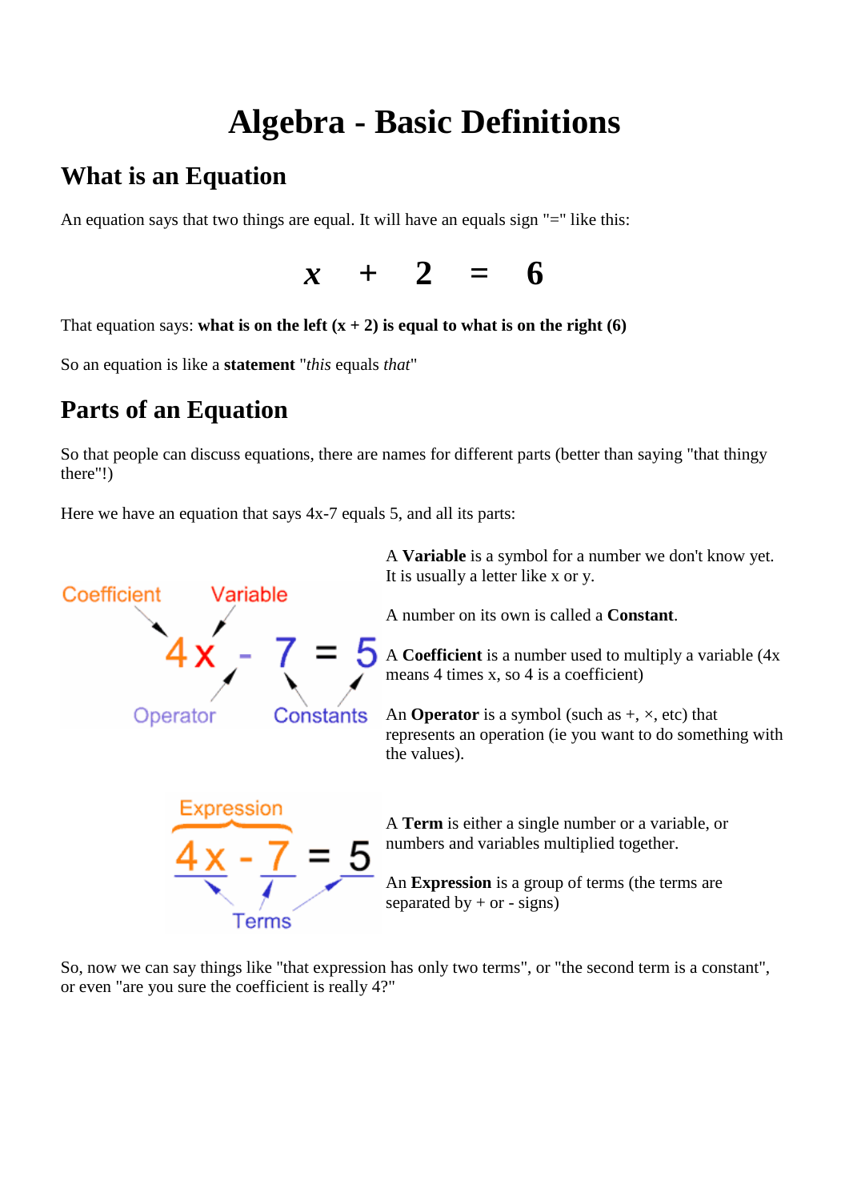# Algebra - Basic Definitions

## What is an Equation

An equation says that two things are equal. It will have an equals sign "=" like this:

$$x \quad + \quad 2 \quad = \quad 6$$

That equation says: **what is on the left (x + 2) is equal to what is on the right (6)**

So an equation is like a **statement** "*this* equals *that*"

## Parts of an Equation

So that people can discuss equations, there are names for different parts (better than saying "that thingy there"!)

Here we have an equation that says 4x-7 equals 5, and all its parts:

A **Variable** is a symbol for a number we don't know yet. It is usually a letter like x or y.

A number on its own is called a **Constant**.

A **Coefficient** is a number used to multiply a variable (4x means 4 times x, so 4 is a coefficient)

An **Operator** is a symbol (such as +, ×, etc) that represents an operation (ie you want to do something with the values).

A **Term** is either a single number or a variable, or numbers and variables multiplied together.

An **Expression** is a group of terms (the terms are separated by + or - signs)

So, now we can say things like "that expression has only two terms", or "the second term is a constant", or even "are you sure the coefficient is really 4?"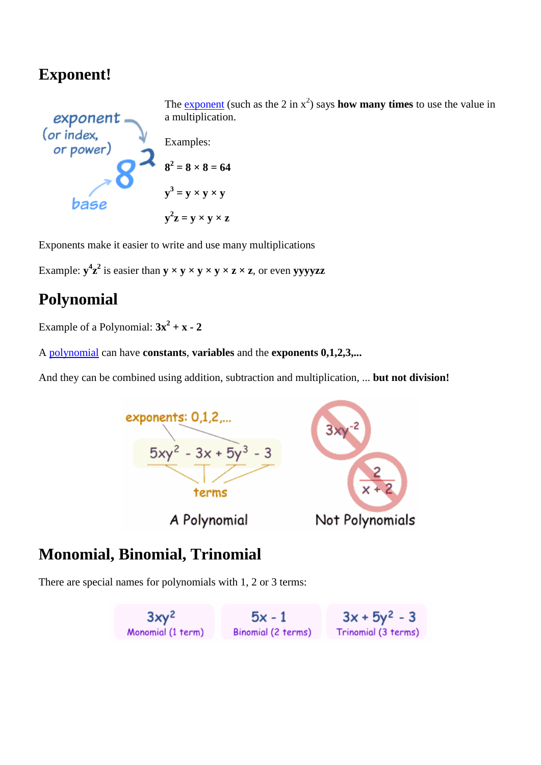## Exponent!

The exponent (such as the 2 in $x^2$) says **how many times** to use the value in a multiplication.

Examples:

$\mathbf{8^2 = 8 \times 8 = 64}$

$\mathbf{y^3 = y \times y \times y}$

$\mathbf{y^2 z = y \times y \times z}$

Exponents make it easier to write and use many multiplications

Example: $\mathbf{y^4 z^2}$ is easier than $\mathbf{y \times y \times y \times y \times z \times z}$, or even **yyyyzz**

## Polynomial

Example of a Polynomial: $\mathbf{3x^2 + x - 2}$

A polynomial can have **constants**, **variables** and the **exponents 0,1,2,3,...**

And they can be combined using addition, subtraction and multiplication, ... **but not division!**

## Monomial, Binomial, Trinomial

There are special names for polynomials with 1, 2 or 3 terms: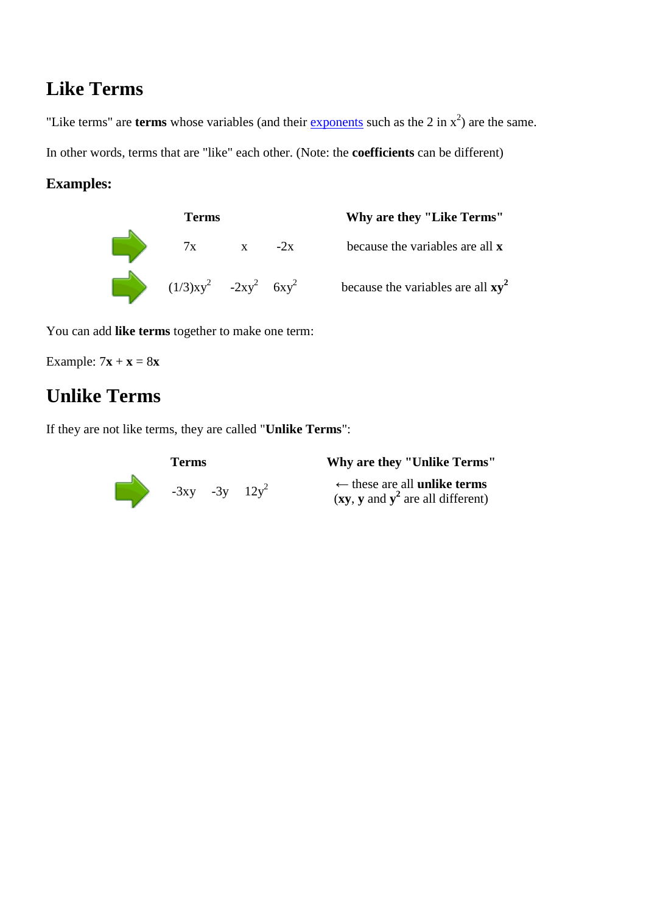# Like Terms

"Like terms" are **terms** whose variables (and their exponents such as the 2 in $x^2$) are the same.

In other words, terms that are "like" each other. (Note: the **coefficients** can be different)

### Examples:

| Terms | | | Why are they "Like Terms" |
|---|---|---|---|
| $7x$ | $x$ | $-2x$ | because the variables are all **x** |
| $(1/3)xy^2$ | $-2xy^2$ | $6xy^2$ | because the variables are all $\mathbf{xy^2}$ |

You can add **like terms** together to make one term:

Example: $7\mathbf{x} + \mathbf{x} = 8\mathbf{x}$

# Unlike Terms

If they are not like terms, they are called "**Unlike Terms**":

| Terms | | | Why are they "Unlike Terms" |
|---|---|---|---|
| $-3xy$ | $-3y$ | $12y^2$ | ← these are all **unlike terms** (**xy**, **y** and $\mathbf{y^2}$ are all different) |